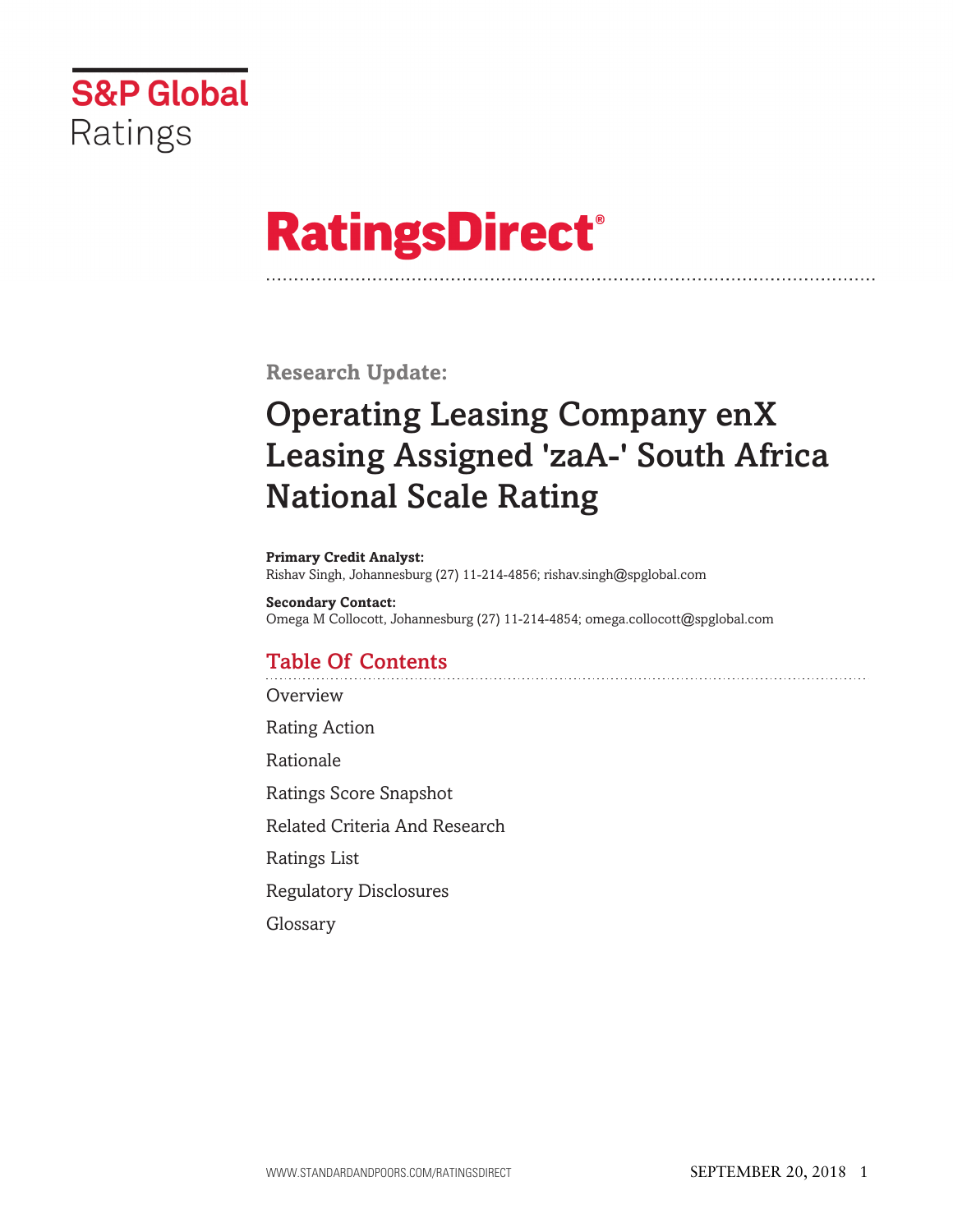S&P Global Ratings

# RatingsDirect®

**Research Update:**

# Operating Leasing Company enX Leasing Assigned 'zaA-' South Africa National Scale Rating

**Primary Credit Analyst:**
Rishav Singh, Johannesburg (27) 11-214-4856; rishav.singh@spglobal.com

**Secondary Contact:**
Omega M Collocott, Johannesburg (27) 11-214-4854; omega.collocott@spglobal.com

## Table Of Contents

Overview

Rating Action

Rationale

Ratings Score Snapshot

Related Criteria And Research

Ratings List

Regulatory Disclosures

Glossary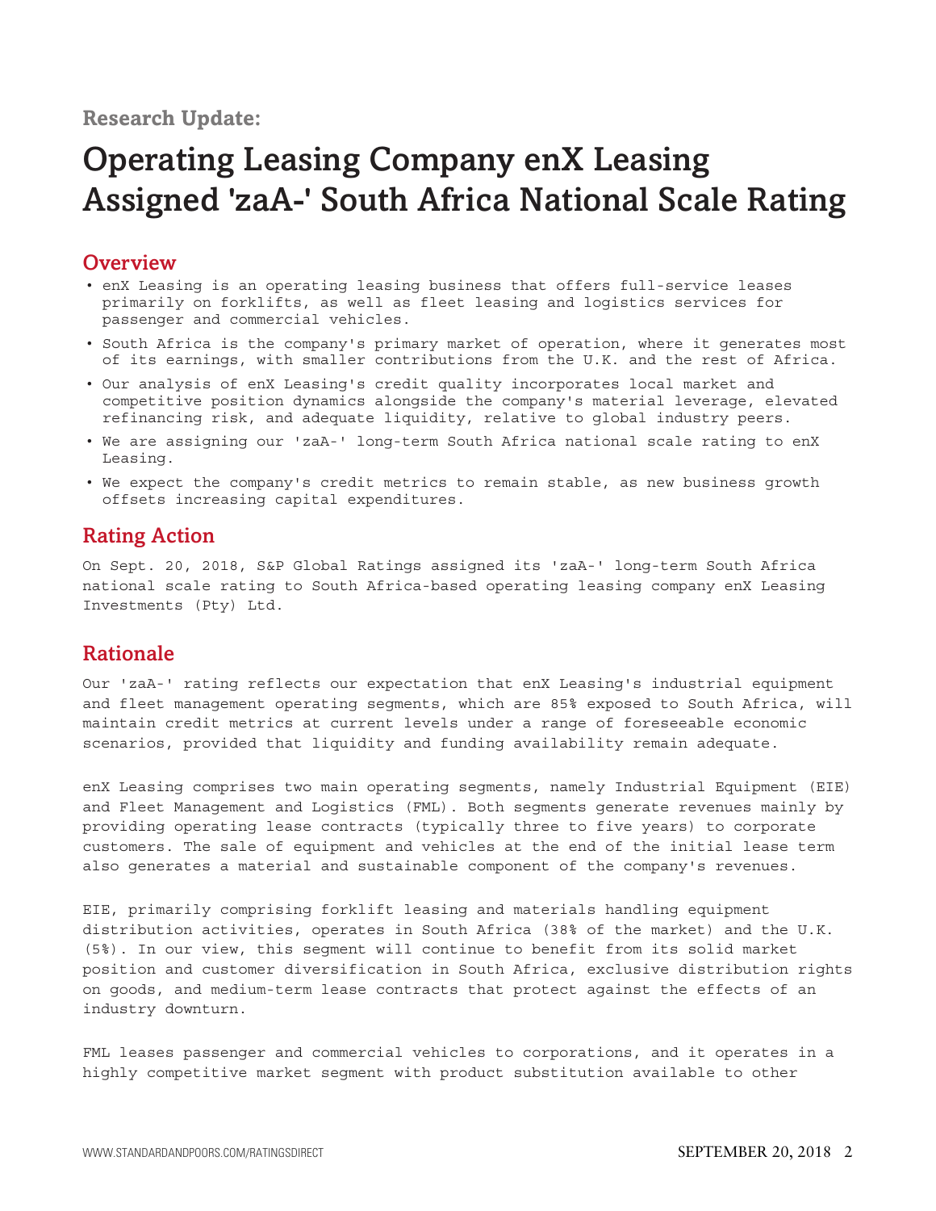Research Update:

# Operating Leasing Company enX Leasing Assigned 'zaA-' South Africa National Scale Rating

## Overview

- enX Leasing is an operating leasing business that offers full-service leases primarily on forklifts, as well as fleet leasing and logistics services for passenger and commercial vehicles.
- South Africa is the company's primary market of operation, where it generates most of its earnings, with smaller contributions from the U.K. and the rest of Africa.
- Our analysis of enX Leasing's credit quality incorporates local market and competitive position dynamics alongside the company's material leverage, elevated refinancing risk, and adequate liquidity, relative to global industry peers.
- We are assigning our 'zaA-' long-term South Africa national scale rating to enX Leasing.
- We expect the company's credit metrics to remain stable, as new business growth offsets increasing capital expenditures.

## Rating Action

On Sept. 20, 2018, S&P Global Ratings assigned its 'zaA-' long-term South Africa national scale rating to South Africa-based operating leasing company enX Leasing Investments (Pty) Ltd.

## Rationale

Our 'zaA-' rating reflects our expectation that enX Leasing's industrial equipment and fleet management operating segments, which are 85% exposed to South Africa, will maintain credit metrics at current levels under a range of foreseeable economic scenarios, provided that liquidity and funding availability remain adequate.

enX Leasing comprises two main operating segments, namely Industrial Equipment (EIE) and Fleet Management and Logistics (FML). Both segments generate revenues mainly by providing operating lease contracts (typically three to five years) to corporate customers. The sale of equipment and vehicles at the end of the initial lease term also generates a material and sustainable component of the company's revenues.

EIE, primarily comprising forklift leasing and materials handling equipment distribution activities, operates in South Africa (38% of the market) and the U.K. (5%). In our view, this segment will continue to benefit from its solid market position and customer diversification in South Africa, exclusive distribution rights on goods, and medium-term lease contracts that protect against the effects of an industry downturn.

FML leases passenger and commercial vehicles to corporations, and it operates in a highly competitive market segment with product substitution available to other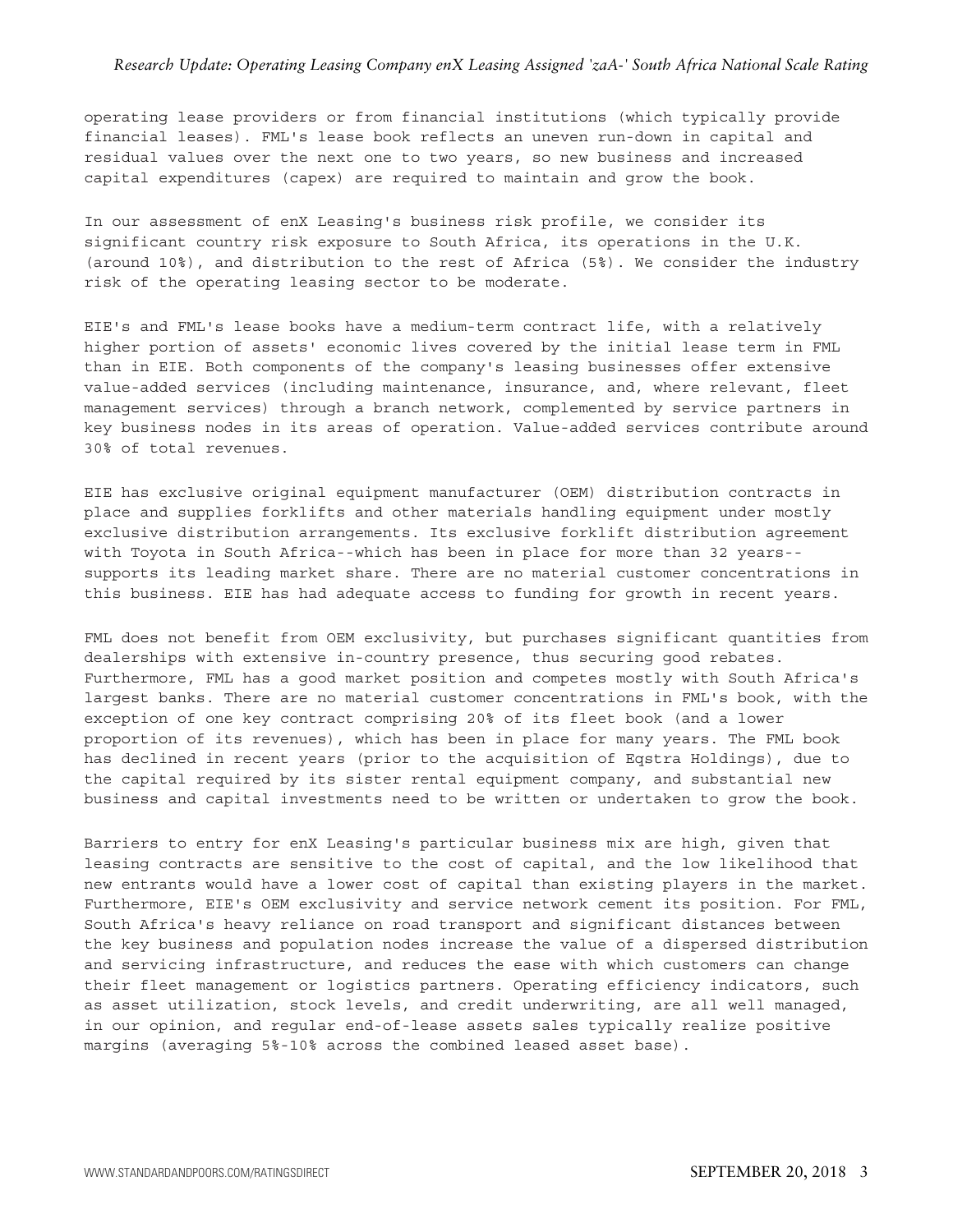operating lease providers or from financial institutions (which typically provide financial leases). FML's lease book reflects an uneven run-down in capital and residual values over the next one to two years, so new business and increased capital expenditures (capex) are required to maintain and grow the book.

In our assessment of enX Leasing's business risk profile, we consider its significant country risk exposure to South Africa, its operations in the U.K. (around 10%), and distribution to the rest of Africa (5%). We consider the industry risk of the operating leasing sector to be moderate.

EIE's and FML's lease books have a medium-term contract life, with a relatively higher portion of assets' economic lives covered by the initial lease term in FML than in EIE. Both components of the company's leasing businesses offer extensive value-added services (including maintenance, insurance, and, where relevant, fleet management services) through a branch network, complemented by service partners in key business nodes in its areas of operation. Value-added services contribute around 30% of total revenues.

EIE has exclusive original equipment manufacturer (OEM) distribution contracts in place and supplies forklifts and other materials handling equipment under mostly exclusive distribution arrangements. Its exclusive forklift distribution agreement with Toyota in South Africa--which has been in place for more than 32 years--supports its leading market share. There are no material customer concentrations in this business. EIE has had adequate access to funding for growth in recent years.

FML does not benefit from OEM exclusivity, but purchases significant quantities from dealerships with extensive in-country presence, thus securing good rebates. Furthermore, FML has a good market position and competes mostly with South Africa's largest banks. There are no material customer concentrations in FML's book, with the exception of one key contract comprising 20% of its fleet book (and a lower proportion of its revenues), which has been in place for many years. The FML book has declined in recent years (prior to the acquisition of Eqstra Holdings), due to the capital required by its sister rental equipment company, and substantial new business and capital investments need to be written or undertaken to grow the book.

Barriers to entry for enX Leasing's particular business mix are high, given that leasing contracts are sensitive to the cost of capital, and the low likelihood that new entrants would have a lower cost of capital than existing players in the market. Furthermore, EIE's OEM exclusivity and service network cement its position. For FML, South Africa's heavy reliance on road transport and significant distances between the key business and population nodes increase the value of a dispersed distribution and servicing infrastructure, and reduces the ease with which customers can change their fleet management or logistics partners. Operating efficiency indicators, such as asset utilization, stock levels, and credit underwriting, are all well managed, in our opinion, and regular end-of-lease assets sales typically realize positive margins (averaging 5%-10% across the combined leased asset base).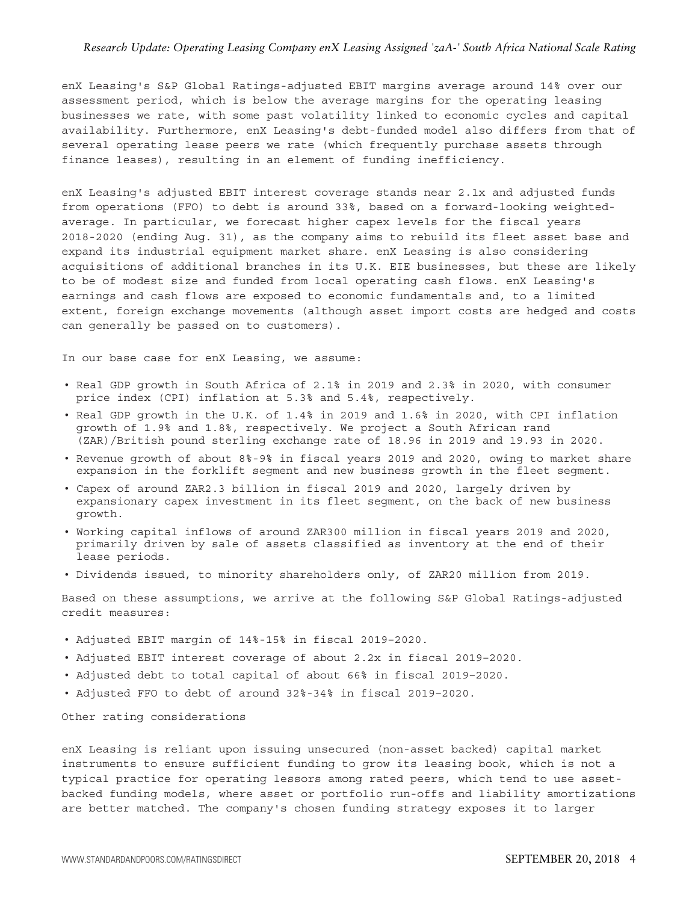enX Leasing's S&P Global Ratings-adjusted EBIT margins average around 14% over our assessment period, which is below the average margins for the operating leasing businesses we rate, with some past volatility linked to economic cycles and capital availability. Furthermore, enX Leasing's debt-funded model also differs from that of several operating lease peers we rate (which frequently purchase assets through finance leases), resulting in an element of funding inefficiency.

enX Leasing's adjusted EBIT interest coverage stands near 2.1x and adjusted funds from operations (FFO) to debt is around 33%, based on a forward-looking weighted-average. In particular, we forecast higher capex levels for the fiscal years 2018-2020 (ending Aug. 31), as the company aims to rebuild its fleet asset base and expand its industrial equipment market share. enX Leasing is also considering acquisitions of additional branches in its U.K. EIE businesses, but these are likely to be of modest size and funded from local operating cash flows. enX Leasing's earnings and cash flows are exposed to economic fundamentals and, to a limited extent, foreign exchange movements (although asset import costs are hedged and costs can generally be passed on to customers).

In our base case for enX Leasing, we assume:

- Real GDP growth in South Africa of 2.1% in 2019 and 2.3% in 2020, with consumer price index (CPI) inflation at 5.3% and 5.4%, respectively.
- Real GDP growth in the U.K. of 1.4% in 2019 and 1.6% in 2020, with CPI inflation growth of 1.9% and 1.8%, respectively. We project a South African rand (ZAR)/British pound sterling exchange rate of 18.96 in 2019 and 19.93 in 2020.
- Revenue growth of about 8%-9% in fiscal years 2019 and 2020, owing to market share expansion in the forklift segment and new business growth in the fleet segment.
- Capex of around ZAR2.3 billion in fiscal 2019 and 2020, largely driven by expansionary capex investment in its fleet segment, on the back of new business growth.
- Working capital inflows of around ZAR300 million in fiscal years 2019 and 2020, primarily driven by sale of assets classified as inventory at the end of their lease periods.
- Dividends issued, to minority shareholders only, of ZAR20 million from 2019.

Based on these assumptions, we arrive at the following S&P Global Ratings-adjusted credit measures:

- Adjusted EBIT margin of 14%-15% in fiscal 2019-2020.
- Adjusted EBIT interest coverage of about 2.2x in fiscal 2019-2020.
- Adjusted debt to total capital of about 66% in fiscal 2019-2020.
- Adjusted FFO to debt of around 32%-34% in fiscal 2019-2020.

Other rating considerations

enX Leasing is reliant upon issuing unsecured (non-asset backed) capital market instruments to ensure sufficient funding to grow its leasing book, which is not a typical practice for operating lessors among rated peers, which tend to use asset-backed funding models, where asset or portfolio run-offs and liability amortizations are better matched. The company's chosen funding strategy exposes it to larger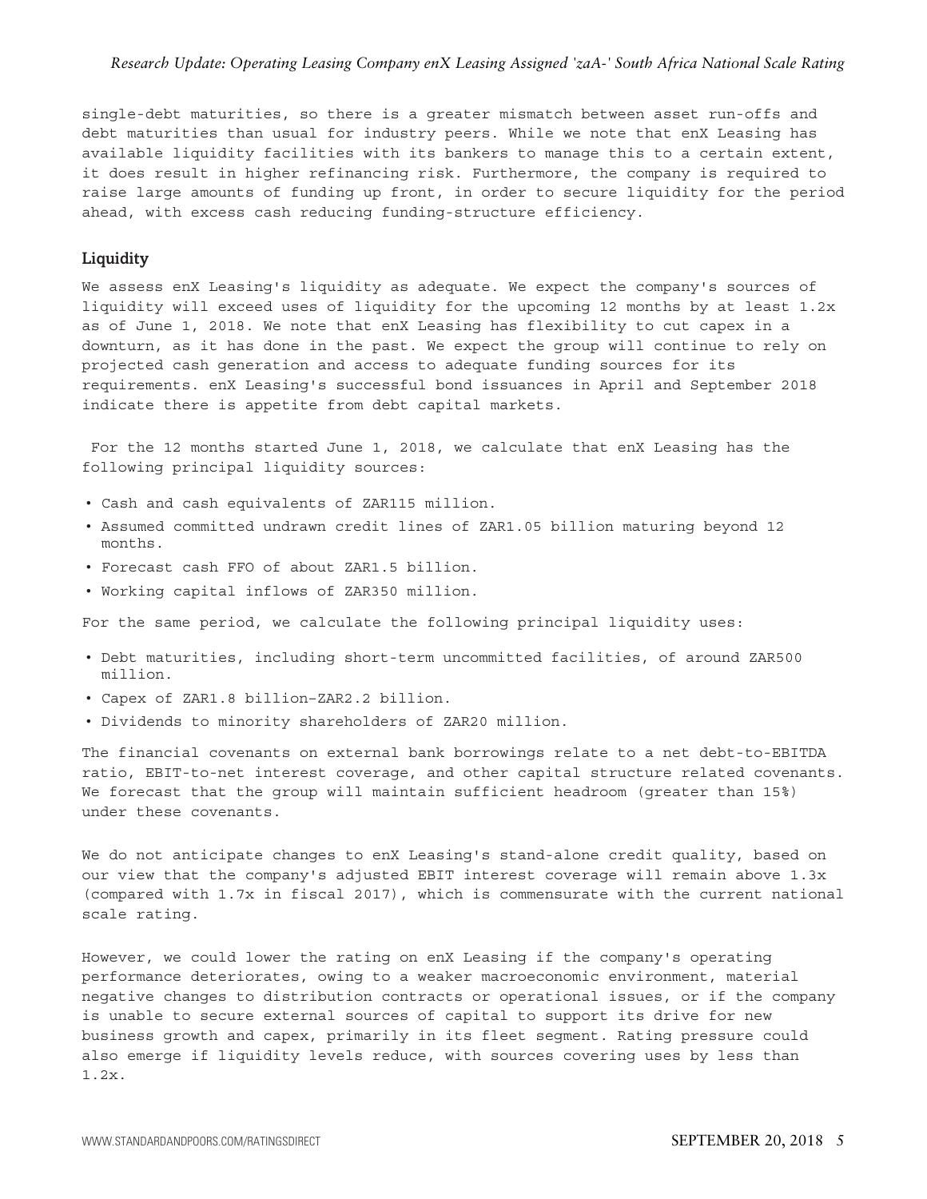single-debt maturities, so there is a greater mismatch between asset run-offs and debt maturities than usual for industry peers. While we note that enX Leasing has available liquidity facilities with its bankers to manage this to a certain extent, it does result in higher refinancing risk. Furthermore, the company is required to raise large amounts of funding up front, in order to secure liquidity for the period ahead, with excess cash reducing funding-structure efficiency.

## Liquidity

We assess enX Leasing's liquidity as adequate. We expect the company's sources of liquidity will exceed uses of liquidity for the upcoming 12 months by at least 1.2x as of June 1, 2018. We note that enX Leasing has flexibility to cut capex in a downturn, as it has done in the past. We expect the group will continue to rely on projected cash generation and access to adequate funding sources for its requirements. enX Leasing's successful bond issuances in April and September 2018 indicate there is appetite from debt capital markets.

For the 12 months started June 1, 2018, we calculate that enX Leasing has the following principal liquidity sources:

- Cash and cash equivalents of ZAR115 million.
- Assumed committed undrawn credit lines of ZAR1.05 billion maturing beyond 12 months.
- Forecast cash FFO of about ZAR1.5 billion.
- Working capital inflows of ZAR350 million.

For the same period, we calculate the following principal liquidity uses:

- Debt maturities, including short-term uncommitted facilities, of around ZAR500 million.
- Capex of ZAR1.8 billion-ZAR2.2 billion.
- Dividends to minority shareholders of ZAR20 million.

The financial covenants on external bank borrowings relate to a net debt-to-EBITDA ratio, EBIT-to-net interest coverage, and other capital structure related covenants. We forecast that the group will maintain sufficient headroom (greater than 15%) under these covenants.

We do not anticipate changes to enX Leasing's stand-alone credit quality, based on our view that the company's adjusted EBIT interest coverage will remain above 1.3x (compared with 1.7x in fiscal 2017), which is commensurate with the current national scale rating.

However, we could lower the rating on enX Leasing if the company's operating performance deteriorates, owing to a weaker macroeconomic environment, material negative changes to distribution contracts or operational issues, or if the company is unable to secure external sources of capital to support its drive for new business growth and capex, primarily in its fleet segment. Rating pressure could also emerge if liquidity levels reduce, with sources covering uses by less than 1.2x.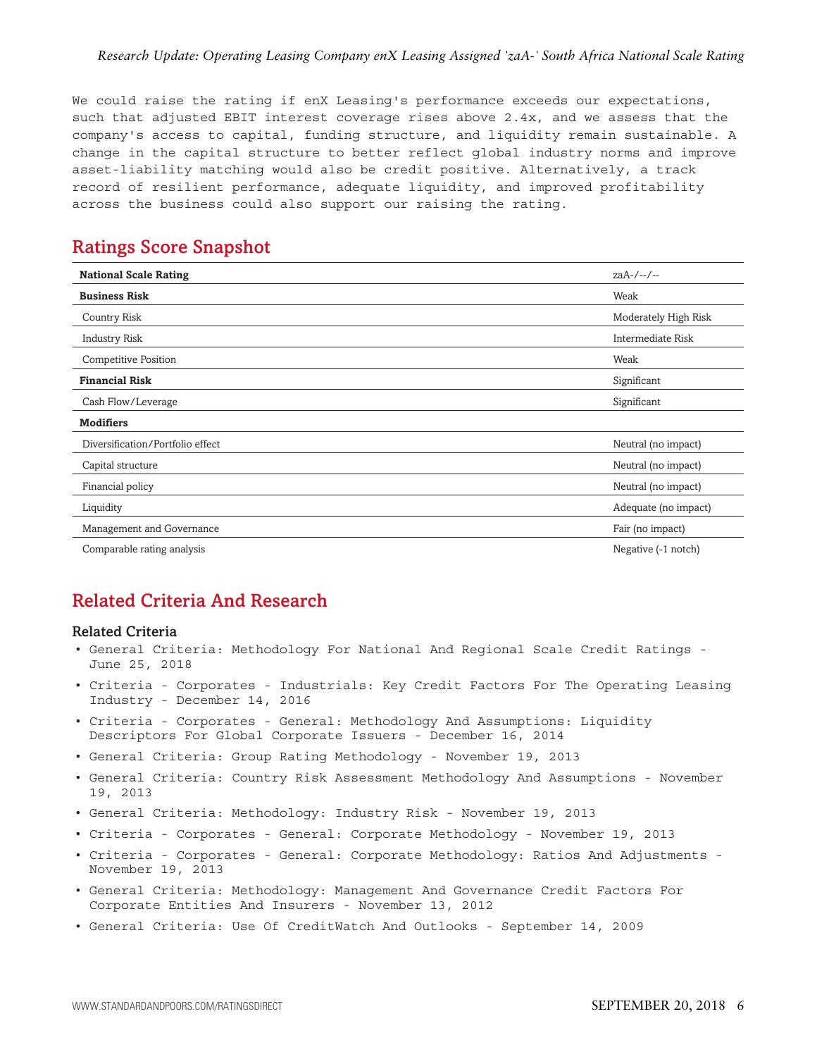We could raise the rating if enX Leasing's performance exceeds our expectations, such that adjusted EBIT interest coverage rises above 2.4x, and we assess that the company's access to capital, funding structure, and liquidity remain sustainable. A change in the capital structure to better reflect global industry norms and improve asset-liability matching would also be credit positive. Alternatively, a track record of resilient performance, adequate liquidity, and improved profitability across the business could also support our raising the rating.

## Ratings Score Snapshot

| **National Scale Rating** | zaA-/--/-- |
|---|---|
| **Business Risk** | Weak |
| Country Risk | Moderately High Risk |
| Industry Risk | Intermediate Risk |
| Competitive Position | Weak |
| **Financial Risk** | Significant |
| Cash Flow/Leverage | Significant |
| **Modifiers** | |
| Diversification/Portfolio effect | Neutral (no impact) |
| Capital structure | Neutral (no impact) |
| Financial policy | Neutral (no impact) |
| Liquidity | Adequate (no impact) |
| Management and Governance | Fair (no impact) |
| Comparable rating analysis | Negative (-1 notch) |

## Related Criteria And Research

### Related Criteria

- General Criteria: Methodology For National And Regional Scale Credit Ratings - June 25, 2018
- Criteria - Corporates - Industrials: Key Credit Factors For The Operating Leasing Industry - December 14, 2016
- Criteria - Corporates - General: Methodology And Assumptions: Liquidity Descriptors For Global Corporate Issuers - December 16, 2014
- General Criteria: Group Rating Methodology - November 19, 2013
- General Criteria: Country Risk Assessment Methodology And Assumptions - November 19, 2013
- General Criteria: Methodology: Industry Risk - November 19, 2013
- Criteria - Corporates - General: Corporate Methodology - November 19, 2013
- Criteria - Corporates - General: Corporate Methodology: Ratios And Adjustments - November 19, 2013
- General Criteria: Methodology: Management And Governance Credit Factors For Corporate Entities And Insurers - November 13, 2012
- General Criteria: Use Of CreditWatch And Outlooks - September 14, 2009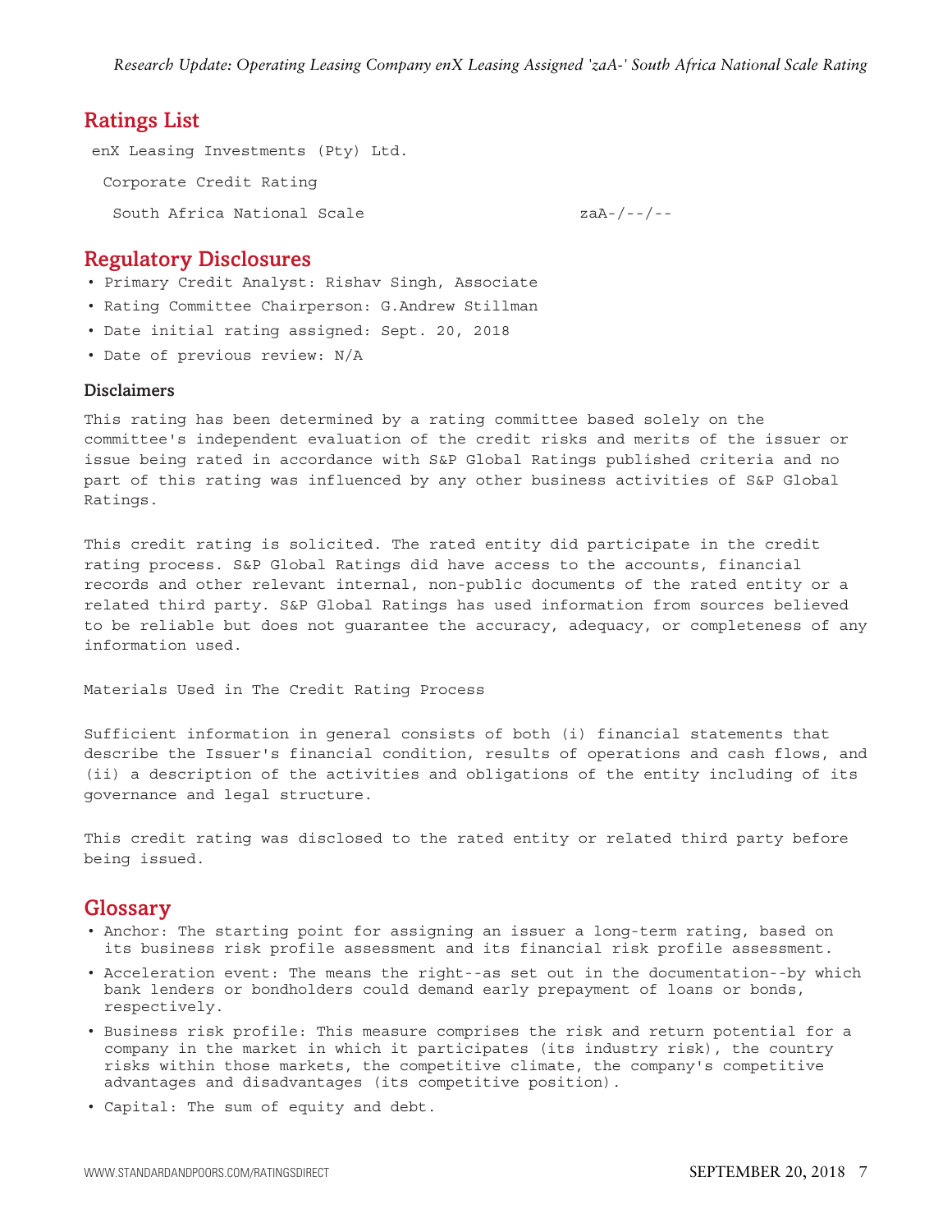## Ratings List

| | |
|---|---|
| enX Leasing Investments (Pty) Ltd. | |
| Corporate Credit Rating | |
| South Africa National Scale | zaA-/--/-- |

## Regulatory Disclosures

- Primary Credit Analyst: Rishav Singh, Associate
- Rating Committee Chairperson: G.Andrew Stillman
- Date initial rating assigned: Sept. 20, 2018
- Date of previous review: N/A

### Disclaimers

This rating has been determined by a rating committee based solely on the committee's independent evaluation of the credit risks and merits of the issuer or issue being rated in accordance with S&P Global Ratings published criteria and no part of this rating was influenced by any other business activities of S&P Global Ratings.

This credit rating is solicited. The rated entity did participate in the credit rating process. S&P Global Ratings did have access to the accounts, financial records and other relevant internal, non-public documents of the rated entity or a related third party. S&P Global Ratings has used information from sources believed to be reliable but does not guarantee the accuracy, adequacy, or completeness of any information used.

Materials Used in The Credit Rating Process

Sufficient information in general consists of both (i) financial statements that describe the Issuer's financial condition, results of operations and cash flows, and (ii) a description of the activities and obligations of the entity including of its governance and legal structure.

This credit rating was disclosed to the rated entity or related third party before being issued.

## Glossary

- Anchor: The starting point for assigning an issuer a long-term rating, based on its business risk profile assessment and its financial risk profile assessment.
- Acceleration event: The means the right--as set out in the documentation--by which bank lenders or bondholders could demand early prepayment of loans or bonds, respectively.
- Business risk profile: This measure comprises the risk and return potential for a company in the market in which it participates (its industry risk), the country risks within those markets, the competitive climate, the company's competitive advantages and disadvantages (its competitive position).
- Capital: The sum of equity and debt.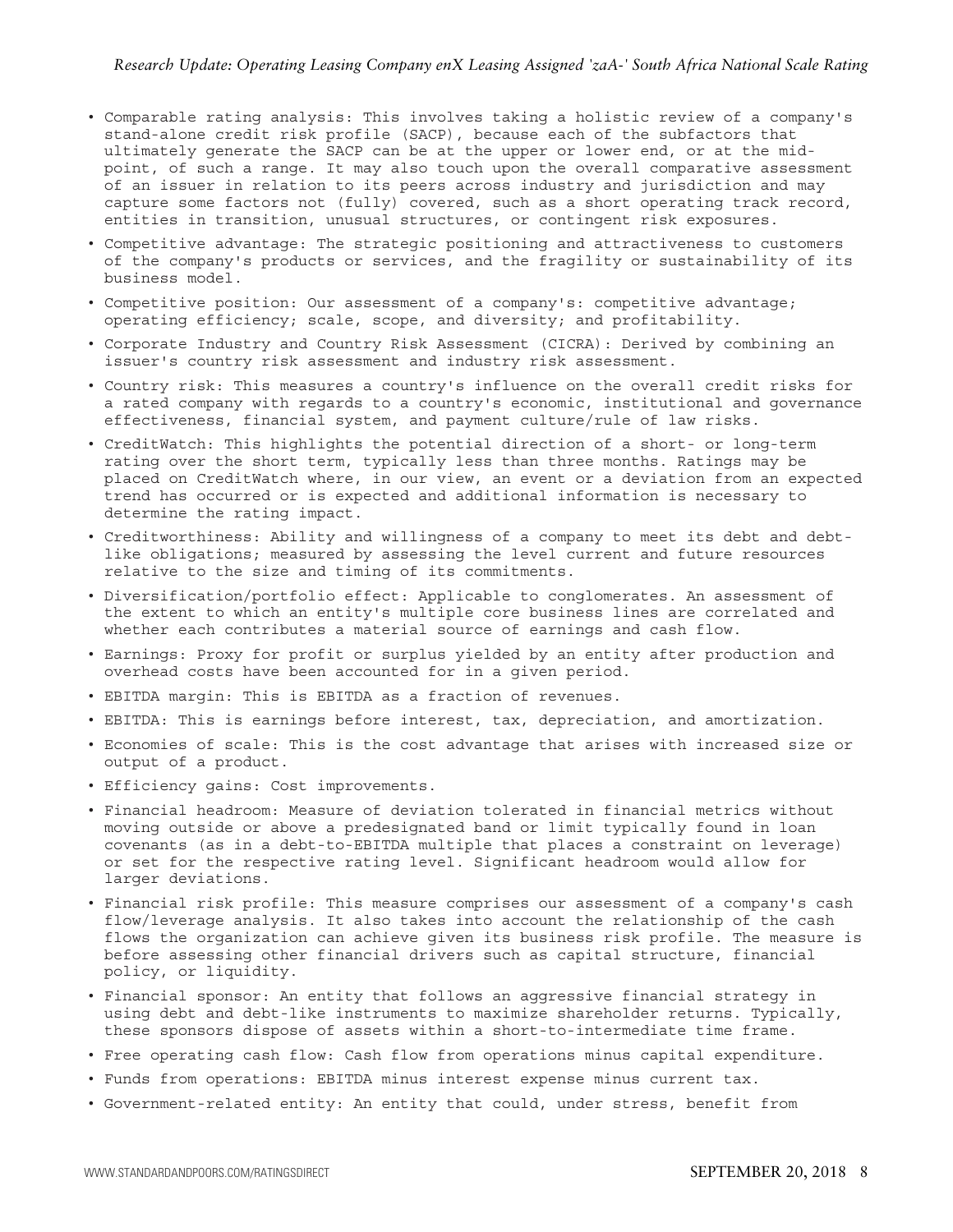- Comparable rating analysis: This involves taking a holistic review of a company's stand-alone credit risk profile (SACP), because each of the subfactors that ultimately generate the SACP can be at the upper or lower end, or at the mid-point, of such a range. It may also touch upon the overall comparative assessment of an issuer in relation to its peers across industry and jurisdiction and may capture some factors not (fully) covered, such as a short operating track record, entities in transition, unusual structures, or contingent risk exposures.
- Competitive advantage: The strategic positioning and attractiveness to customers of the company's products or services, and the fragility or sustainability of its business model.
- Competitive position: Our assessment of a company's: competitive advantage; operating efficiency; scale, scope, and diversity; and profitability.
- Corporate Industry and Country Risk Assessment (CICRA): Derived by combining an issuer's country risk assessment and industry risk assessment.
- Country risk: This measures a country's influence on the overall credit risks for a rated company with regards to a country's economic, institutional and governance effectiveness, financial system, and payment culture/rule of law risks.
- CreditWatch: This highlights the potential direction of a short- or long-term rating over the short term, typically less than three months. Ratings may be placed on CreditWatch where, in our view, an event or a deviation from an expected trend has occurred or is expected and additional information is necessary to determine the rating impact.
- Creditworthiness: Ability and willingness of a company to meet its debt and debt-like obligations; measured by assessing the level current and future resources relative to the size and timing of its commitments.
- Diversification/portfolio effect: Applicable to conglomerates. An assessment of the extent to which an entity's multiple core business lines are correlated and whether each contributes a material source of earnings and cash flow.
- Earnings: Proxy for profit or surplus yielded by an entity after production and overhead costs have been accounted for in a given period.
- EBITDA margin: This is EBITDA as a fraction of revenues.
- EBITDA: This is earnings before interest, tax, depreciation, and amortization.
- Economies of scale: This is the cost advantage that arises with increased size or output of a product.
- Efficiency gains: Cost improvements.
- Financial headroom: Measure of deviation tolerated in financial metrics without moving outside or above a predesignated band or limit typically found in loan covenants (as in a debt-to-EBITDA multiple that places a constraint on leverage) or set for the respective rating level. Significant headroom would allow for larger deviations.
- Financial risk profile: This measure comprises our assessment of a company's cash flow/leverage analysis. It also takes into account the relationship of the cash flows the organization can achieve given its business risk profile. The measure is before assessing other financial drivers such as capital structure, financial policy, or liquidity.
- Financial sponsor: An entity that follows an aggressive financial strategy in using debt and debt-like instruments to maximize shareholder returns. Typically, these sponsors dispose of assets within a short-to-intermediate time frame.
- Free operating cash flow: Cash flow from operations minus capital expenditure.
- Funds from operations: EBITDA minus interest expense minus current tax.
- Government-related entity: An entity that could, under stress, benefit from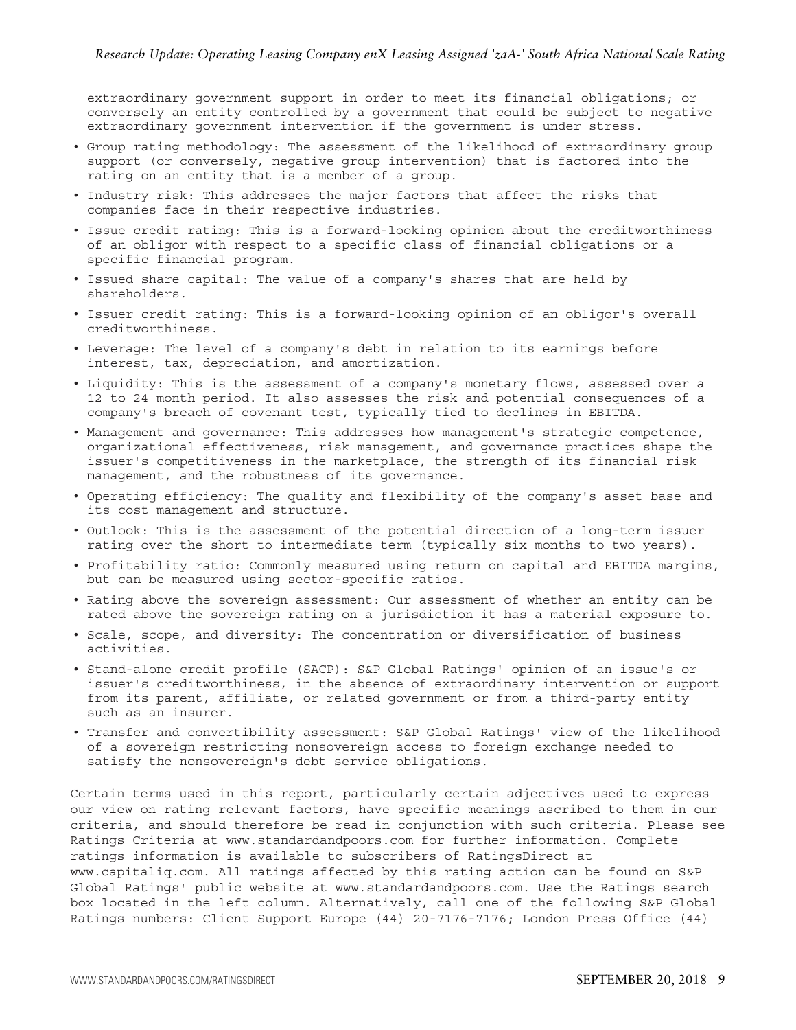extraordinary government support in order to meet its financial obligations; or conversely an entity controlled by a government that could be subject to negative extraordinary government intervention if the government is under stress.

- Group rating methodology: The assessment of the likelihood of extraordinary group support (or conversely, negative group intervention) that is factored into the rating on an entity that is a member of a group.
- Industry risk: This addresses the major factors that affect the risks that companies face in their respective industries.
- Issue credit rating: This is a forward-looking opinion about the creditworthiness of an obligor with respect to a specific class of financial obligations or a specific financial program.
- Issued share capital: The value of a company's shares that are held by shareholders.
- Issuer credit rating: This is a forward-looking opinion of an obligor's overall creditworthiness.
- Leverage: The level of a company's debt in relation to its earnings before interest, tax, depreciation, and amortization.
- Liquidity: This is the assessment of a company's monetary flows, assessed over a 12 to 24 month period. It also assesses the risk and potential consequences of a company's breach of covenant test, typically tied to declines in EBITDA.
- Management and governance: This addresses how management's strategic competence, organizational effectiveness, risk management, and governance practices shape the issuer's competitiveness in the marketplace, the strength of its financial risk management, and the robustness of its governance.
- Operating efficiency: The quality and flexibility of the company's asset base and its cost management and structure.
- Outlook: This is the assessment of the potential direction of a long-term issuer rating over the short to intermediate term (typically six months to two years).
- Profitability ratio: Commonly measured using return on capital and EBITDA margins, but can be measured using sector-specific ratios.
- Rating above the sovereign assessment: Our assessment of whether an entity can be rated above the sovereign rating on a jurisdiction it has a material exposure to.
- Scale, scope, and diversity: The concentration or diversification of business activities.
- Stand-alone credit profile (SACP): S&P Global Ratings' opinion of an issue's or issuer's creditworthiness, in the absence of extraordinary intervention or support from its parent, affiliate, or related government or from a third-party entity such as an insurer.
- Transfer and convertibility assessment: S&P Global Ratings' view of the likelihood of a sovereign restricting nonsovereign access to foreign exchange needed to satisfy the nonsovereign's debt service obligations.

Certain terms used in this report, particularly certain adjectives used to express our view on rating relevant factors, have specific meanings ascribed to them in our criteria, and should therefore be read in conjunction with such criteria. Please see Ratings Criteria at www.standardandpoors.com for further information. Complete ratings information is available to subscribers of RatingsDirect at www.capitaliq.com. All ratings affected by this rating action can be found on S&P Global Ratings' public website at www.standardandpoors.com. Use the Ratings search box located in the left column. Alternatively, call one of the following S&P Global Ratings numbers: Client Support Europe (44) 20-7176-7176; London Press Office (44)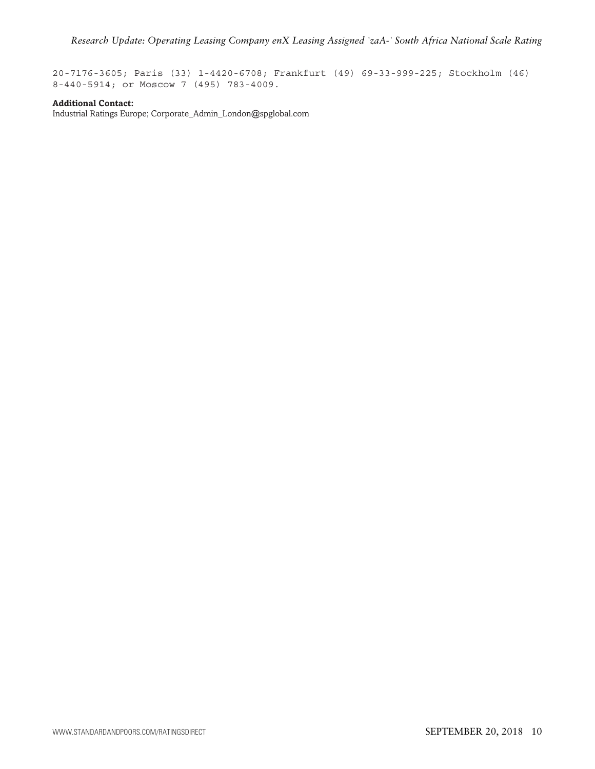20-7176-3605; Paris (33) 1-4420-6708; Frankfurt (49) 69-33-999-225; Stockholm (46) 8-440-5914; or Moscow 7 (495) 783-4009.

**Additional Contact:**
Industrial Ratings Europe; Corporate_Admin_London@spglobal.com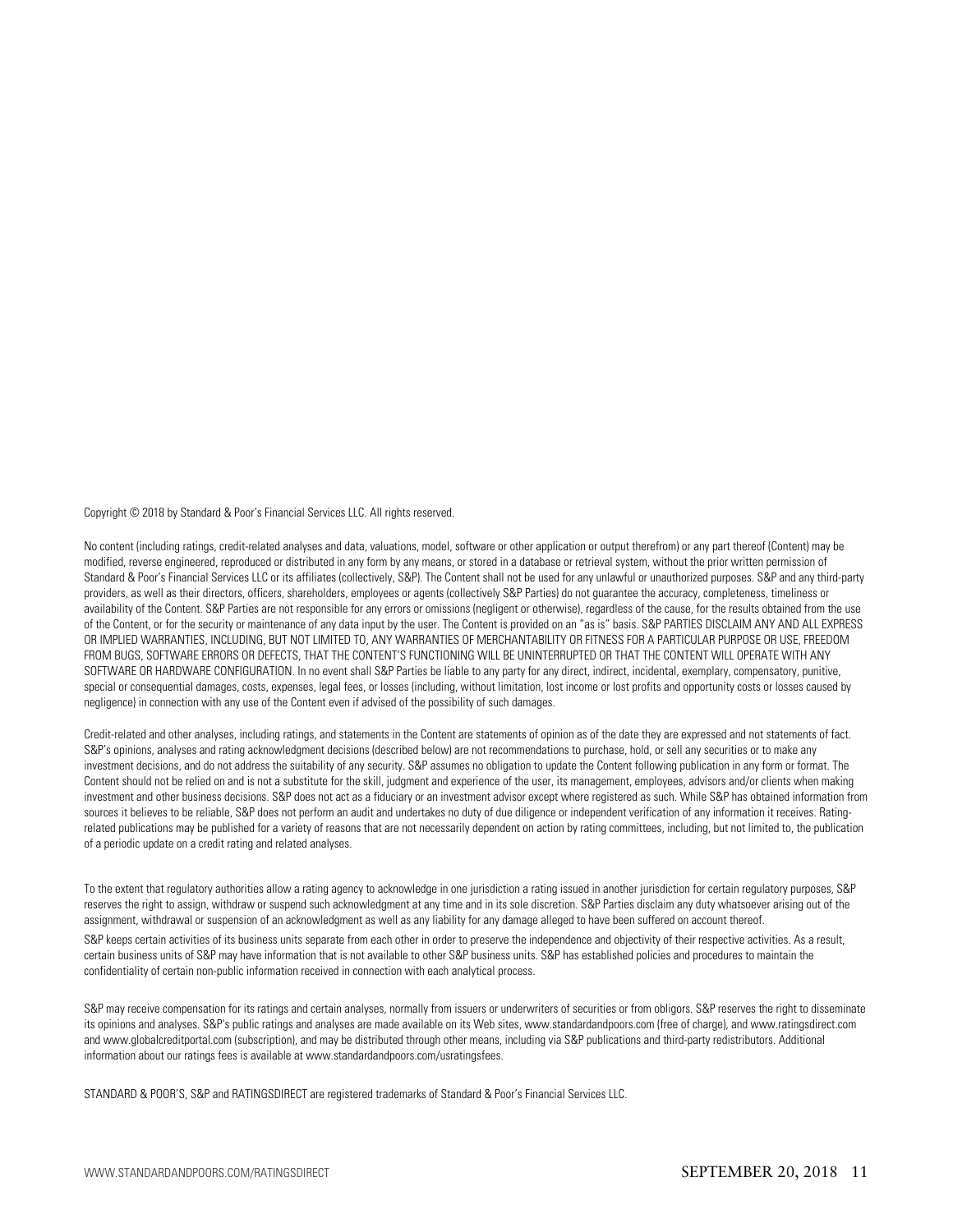Copyright © 2018 by Standard & Poor's Financial Services LLC. All rights reserved.

No content (including ratings, credit-related analyses and data, valuations, model, software or other application or output therefrom) or any part thereof (Content) may be modified, reverse engineered, reproduced or distributed in any form by any means, or stored in a database or retrieval system, without the prior written permission of Standard & Poor's Financial Services LLC or its affiliates (collectively, S&P). The Content shall not be used for any unlawful or unauthorized purposes. S&P and any third-party providers, as well as their directors, officers, shareholders, employees or agents (collectively S&P Parties) do not guarantee the accuracy, completeness, timeliness or availability of the Content. S&P Parties are not responsible for any errors or omissions (negligent or otherwise), regardless of the cause, for the results obtained from the use of the Content, or for the security or maintenance of any data input by the user. The Content is provided on an "as is" basis. S&P PARTIES DISCLAIM ANY AND ALL EXPRESS OR IMPLIED WARRANTIES, INCLUDING, BUT NOT LIMITED TO, ANY WARRANTIES OF MERCHANTABILITY OR FITNESS FOR A PARTICULAR PURPOSE OR USE, FREEDOM FROM BUGS, SOFTWARE ERRORS OR DEFECTS, THAT THE CONTENT'S FUNCTIONING WILL BE UNINTERRUPTED OR THAT THE CONTENT WILL OPERATE WITH ANY SOFTWARE OR HARDWARE CONFIGURATION. In no event shall S&P Parties be liable to any party for any direct, indirect, incidental, exemplary, compensatory, punitive, special or consequential damages, costs, expenses, legal fees, or losses (including, without limitation, lost income or lost profits and opportunity costs or losses caused by negligence) in connection with any use of the Content even if advised of the possibility of such damages.

Credit-related and other analyses, including ratings, and statements in the Content are statements of opinion as of the date they are expressed and not statements of fact. S&P's opinions, analyses and rating acknowledgment decisions (described below) are not recommendations to purchase, hold, or sell any securities or to make any investment decisions, and do not address the suitability of any security. S&P assumes no obligation to update the Content following publication in any form or format. The Content should not be relied on and is not a substitute for the skill, judgment and experience of the user, its management, employees, advisors and/or clients when making investment and other business decisions. S&P does not act as a fiduciary or an investment advisor except where registered as such. While S&P has obtained information from sources it believes to be reliable, S&P does not perform an audit and undertakes no duty of due diligence or independent verification of any information it receives. Rating-related publications may be published for a variety of reasons that are not necessarily dependent on action by rating committees, including, but not limited to, the publication of a periodic update on a credit rating and related analyses.

To the extent that regulatory authorities allow a rating agency to acknowledge in one jurisdiction a rating issued in another jurisdiction for certain regulatory purposes, S&P reserves the right to assign, withdraw or suspend such acknowledgment at any time and in its sole discretion. S&P Parties disclaim any duty whatsoever arising out of the assignment, withdrawal or suspension of an acknowledgment as well as any liability for any damage alleged to have been suffered on account thereof.

S&P keeps certain activities of its business units separate from each other in order to preserve the independence and objectivity of their respective activities. As a result, certain business units of S&P may have information that is not available to other S&P business units. S&P has established policies and procedures to maintain the confidentiality of certain non-public information received in connection with each analytical process.

S&P may receive compensation for its ratings and certain analyses, normally from issuers or underwriters of securities or from obligors. S&P reserves the right to disseminate its opinions and analyses. S&P's public ratings and analyses are made available on its Web sites, www.standardandpoors.com (free of charge), and www.ratingsdirect.com and www.globalcreditportal.com (subscription), and may be distributed through other means, including via S&P publications and third-party redistributors. Additional information about our ratings fees is available at www.standardandpoors.com/usratingsfees.

STANDARD & POOR'S, S&P and RATINGSDIRECT are registered trademarks of Standard & Poor's Financial Services LLC.